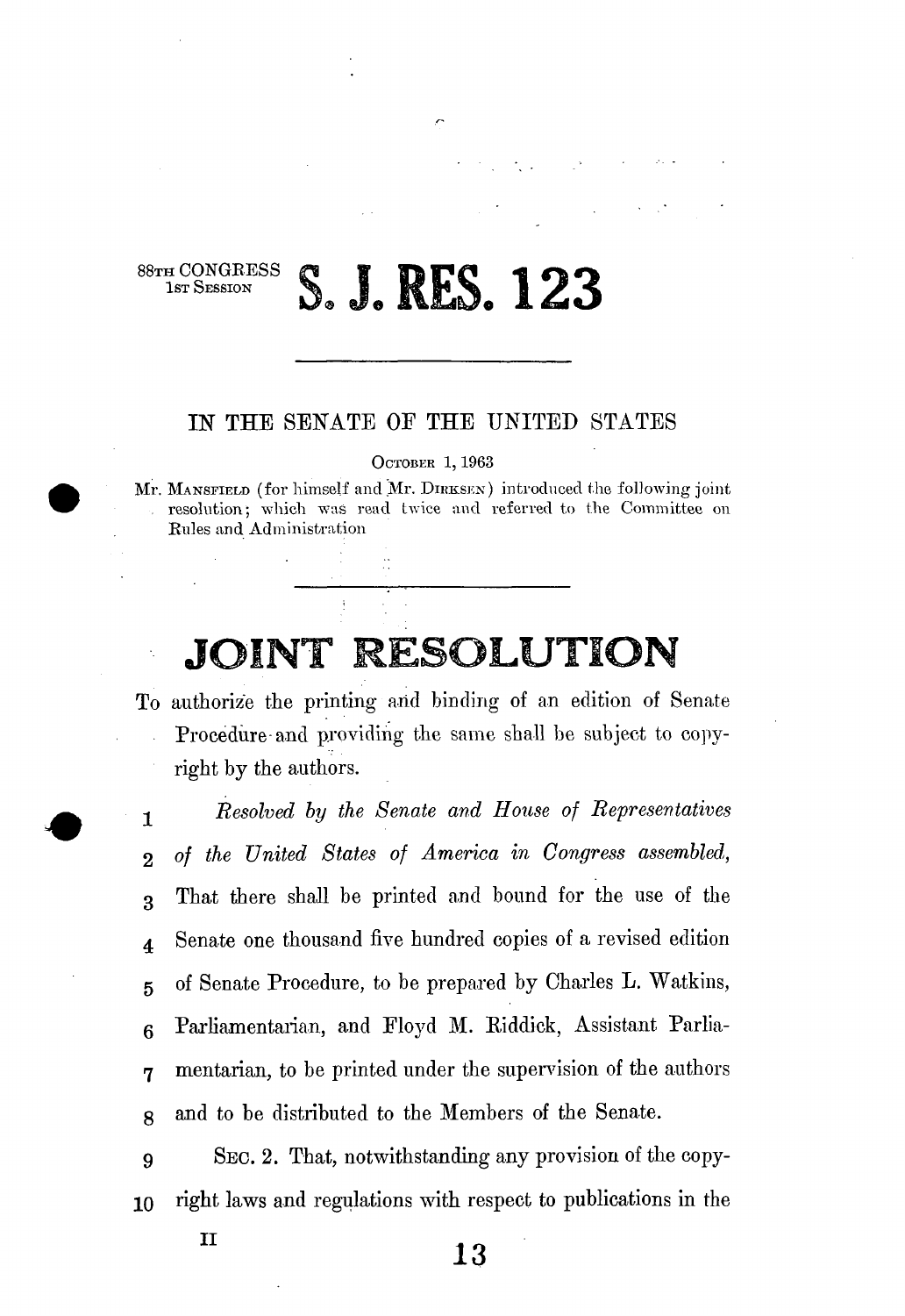88TH CONGRESS
1ST SESSION

# S. J. RES. 123

---

IN THE SENATE OF THE UNITED STATES

OCTOBER 1, 1963

Mr. MANSFIELD (for himself and Mr. DIRKSEN) introduced the following joint resolution; which was read twice and referred to the Committee on Rules and Administration

---

# JOINT RESOLUTION

To authorize the printing and binding of an edition of Senate Procedure and providing the same shall be subject to copyright by the authors.

1 *Resolved by the Senate and House of Representatives*
2 *of the United States of America in Congress assembled,*
3 That there shall be printed and bound for the use of the
4 Senate one thousand five hundred copies of a revised edition
5 of Senate Procedure, to be prepared by Charles L. Watkins,
6 Parliamentarian, and Floyd M. Riddick, Assistant Parlia-
7 mentarian, to be printed under the supervision of the authors
8 and to be distributed to the Members of the Senate.
9 SEC. 2. That, notwithstanding any provision of the copy-
10 right laws and regulations with respect to publications in the

II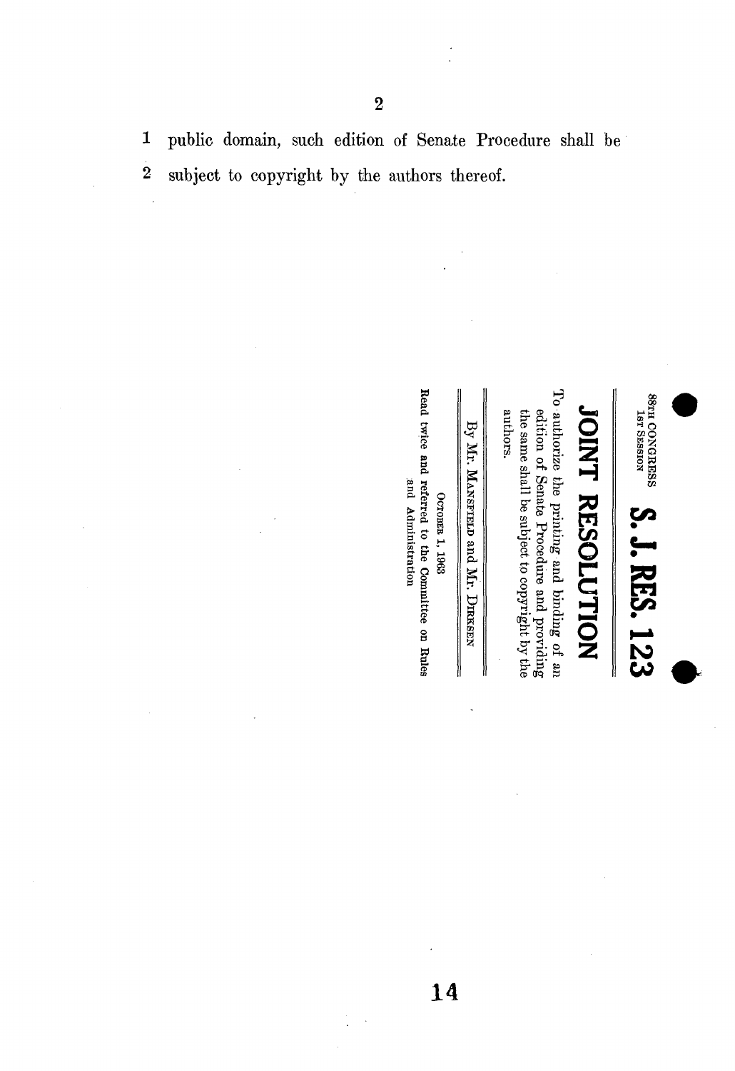1 public domain, such edition of Senate Procedure shall be

2 subject to copyright by the authors thereof.

88TH CONGRESS
1ST SESSION

# S. J. RES. 123

## JOINT RESOLUTION

To authorize the printing and binding of an edition of Senate Procedure and providing the same shall be subject to copyright by the authors.

By Mr. MANSFIELD and Mr. DIRKSEN

OCTOBER 1, 1963

Read twice and referred to the Committee on Rules and Administration